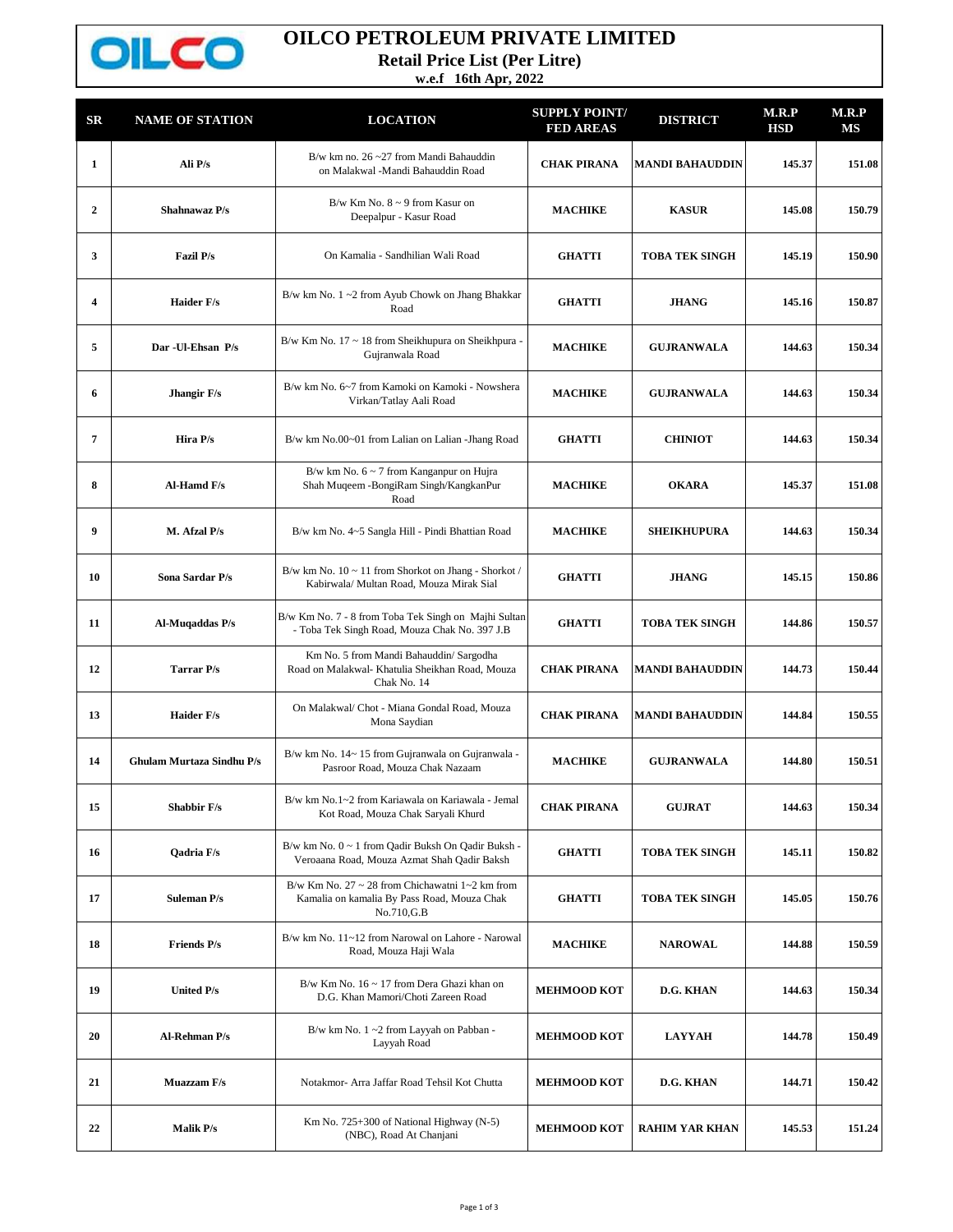# OILCO PETROLEUM PRIVATE LIMITED

**Retail Price List (Per Litre)**

**w.e.f 16th Apr, 2022**

| SR | NAME OF STATION | LOCATION | SUPPLY POINT/ FED AREAS | DISTRICT | M.R.P HSD | M.R.P MS |
|---|---|---|---|---|---|---|
| 1 | Ali P/s | B/w km no. 26 ~27 from Mandi Bahauddin on Malakwal -Mandi Bahauddin Road | CHAK PIRANA | MANDI BAHAUDDIN | 145.37 | 151.08 |
| 2 | Shahnawaz P/s | B/w Km No. 8 ~ 9 from Kasur on Deepalpur - Kasur Road | MACHIKE | KASUR | 145.08 | 150.79 |
| 3 | Fazil P/s | On Kamalia - Sandhilian Wali Road | GHATTI | TOBA TEK SINGH | 145.19 | 150.90 |
| 4 | Haider F/s | B/w km No. 1 ~2 from Ayub Chowk on Jhang Bhakkar Road | GHATTI | JHANG | 145.16 | 150.87 |
| 5 | Dar -Ul-Ehsan P/s | B/w Km No. 17 ~ 18 from Sheikhupura on Sheikhpura - Gujranwala Road | MACHIKE | GUJRANWALA | 144.63 | 150.34 |
| 6 | Jhangir F/s | B/w km No. 6~7 from Kamoki on Kamoki - Nowshera Virkan/Tatlay Aali Road | MACHIKE | GUJRANWALA | 144.63 | 150.34 |
| 7 | Hira P/s | B/w km No.00~01 from Lalian on Lalian -Jhang Road | GHATTI | CHINIOT | 144.63 | 150.34 |
| 8 | Al-Hamd F/s | B/w km No. 6 ~ 7 from Kanganpur on Hujra Shah Muqeem -BongiRam Singh/KangkanPur Road | MACHIKE | OKARA | 145.37 | 151.08 |
| 9 | M. Afzal P/s | B/w km No. 4~5 Sangla Hill - Pindi Bhattian Road | MACHIKE | SHEIKHUPURA | 144.63 | 150.34 |
| 10 | Sona Sardar P/s | B/w km No. 10 ~ 11 from Shorkot on Jhang - Shorkot / Kabirwala/ Multan Road, Mouza Mirak Sial | GHATTI | JHANG | 145.15 | 150.86 |
| 11 | Al-Muqaddas P/s | B/w Km No. 7 - 8 from Toba Tek Singh on Majhi Sultan - Toba Tek Singh Road, Mouza Chak No. 397 J.B | GHATTI | TOBA TEK SINGH | 144.86 | 150.57 |
| 12 | Tarrar P/s | Km No. 5 from Mandi Bahauddin/ Sargodha Road on Malakwal- Khatulia Sheikhan Road, Mouza Chak No. 14 | CHAK PIRANA | MANDI BAHAUDDIN | 144.73 | 150.44 |
| 13 | Haider F/s | On Malakwal/ Chot - Miana Gondal Road, Mouza Mona Saydian | CHAK PIRANA | MANDI BAHAUDDIN | 144.84 | 150.55 |
| 14 | Ghulam Murtaza Sindhu P/s | B/w km No. 14~ 15 from Gujranwala on Gujranwala - Pasroor Road, Mouza Chak Nazaam | MACHIKE | GUJRANWALA | 144.80 | 150.51 |
| 15 | Shabbir F/s | B/w km No.1~2 from Kariawala on Kariawala - Jemal Kot Road, Mouza Chak Saryali Khurd | CHAK PIRANA | GUJRAT | 144.63 | 150.34 |
| 16 | Qadria F/s | B/w km No. 0 ~ 1 from Qadir Buksh On Qadir Buksh - Veroaana Road, Mouza Azmat Shah Qadir Baksh | GHATTI | TOBA TEK SINGH | 145.11 | 150.82 |
| 17 | Suleman P/s | B/w Km No. 27 ~ 28 from Chichawatni 1~2 km from Kamalia on kamalia By Pass Road, Mouza Chak No.710,G.B | GHATTI | TOBA TEK SINGH | 145.05 | 150.76 |
| 18 | Friends P/s | B/w km No. 11~12 from Narowal on Lahore - Narowal Road, Mouza Haji Wala | MACHIKE | NAROWAL | 144.88 | 150.59 |
| 19 | United P/s | B/w Km No. 16 ~ 17 from Dera Ghazi khan on D.G. Khan Mamori/Choti Zareen Road | MEHMOOD KOT | D.G. KHAN | 144.63 | 150.34 |
| 20 | Al-Rehman P/s | B/w km No. 1 ~2 from Layyah on Pabban - Layyah Road | MEHMOOD KOT | LAYYAH | 144.78 | 150.49 |
| 21 | Muazzam F/s | Notakmor- Arra Jaffar Road Tehsil Kot Chutta | MEHMOOD KOT | D.G. KHAN | 144.71 | 150.42 |
| 22 | Malik P/s | Km No. 725+300 of National Highway (N-5) (NBC), Road At Chanjani | MEHMOOD KOT | RAHIM YAR KHAN | 145.53 | 151.24 |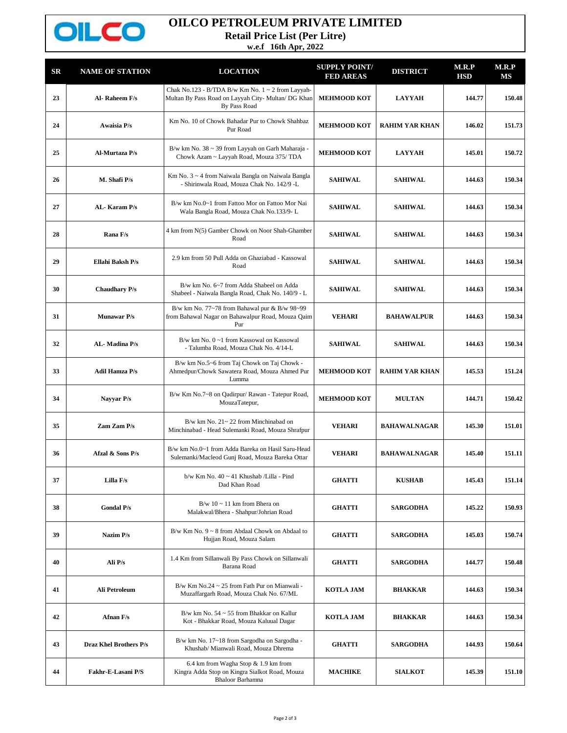# OILCO PETROLEUM PRIVATE LIMITED

**Retail Price List (Per Litre)**

**w.e.f 16th Apr, 2022**

| SR | NAME OF STATION | LOCATION | SUPPLY POINT/ FED AREAS | DISTRICT | M.R.P HSD | M.R.P MS |
|---|---|---|---|---|---|---|
| 23 | Al- Raheem F/s | Chak No.123 - B/TDA B/w Km No. 1 ~ 2 from Layyah-Multan By Pass Road on Layyah City- Multan/ DG Khan By Pass Road | MEHMOOD KOT | LAYYAH | 144.77 | 150.48 |
| 24 | Awaisia P/s | Km No. 10 of Chowk Bahadar Pur to Chowk Shahbaz Pur Road | MEHMOOD KOT | RAHIM YAR KHAN | 146.02 | 151.73 |
| 25 | Al-Murtaza P/s | B/w km No. 38 ~ 39 from Layyah on Garh Maharaja - Chowk Azam ~ Layyah Road, Mouza 375/ TDA | MEHMOOD KOT | LAYYAH | 145.01 | 150.72 |
| 26 | M. Shafi P/s | Km No. 3 ~ 4 from Naiwala Bangla on Naiwala Bangla - Shirinwala Road, Mouza Chak No. 142/9 -L | SAHIWAL | SAHIWAL | 144.63 | 150.34 |
| 27 | AL- Karam P/s | B/w km No.0~1 from Fattoo Mor on Fattoo Mor Nai Wala Bangla Road, Mouza Chak No.133/9- L | SAHIWAL | SAHIWAL | 144.63 | 150.34 |
| 28 | Rana F/s | 4 km from N(5) Gamber Chowk on Noor Shah-Ghamber Road | SAHIWAL | SAHIWAL | 144.63 | 150.34 |
| 29 | Ellahi Baksh P/s | 2.9 km from 50 Pull Adda on Ghaziabad - Kassowal Road | SAHIWAL | SAHIWAL | 144.63 | 150.34 |
| 30 | Chaudhary P/s | B/w km No. 6~7 from Adda Shabeel on Adda Shabeel - Naiwala Bangla Road, Chak No. 140/9 - L | SAHIWAL | SAHIWAL | 144.63 | 150.34 |
| 31 | Munawar P/s | B/w km No. 77~78 from Bahawal pur & B/w 98~99 from Bahawal Nagar on Bahawalpur Road, Mouza Qaim Pur | VEHARI | BAHAWALPUR | 144.63 | 150.34 |
| 32 | AL- Madina P/s | B/w km No. 0 ~1 from Kassowal on Kassowal - Talumba Road, Mouza Chak No. 4/14-L | SAHIWAL | SAHIWAL | 144.63 | 150.34 |
| 33 | Adil Hamza P/s | B/w km No.5~6 from Taj Chowk on Taj Chowk - Ahmedpur/Chowk Sawatera Road, Mouza Ahmed Pur Lumma | MEHMOOD KOT | RAHIM YAR KHAN | 145.53 | 151.24 |
| 34 | Nayyar P/s | B/w Km No.7~8 on Qadirpur/ Rawan - Tatepur Road, MouzaTatepur, | MEHMOOD KOT | MULTAN | 144.71 | 150.42 |
| 35 | Zam Zam P/s | B/w km No. 21~ 22 from Minchinabad on Minchinabad - Head Sulemanki Road, Mouza Shrafpur | VEHARI | BAHAWALNAGAR | 145.30 | 151.01 |
| 36 | Afzal & Sons P/s | B/w km No.0~1 from Adda Bareka on Hasil Saru-Head Sulemanki/Macleod Gunj Road, Mouza Bareka Ottar | VEHARI | BAHAWALNAGAR | 145.40 | 151.11 |
| 37 | Lilla F/s | b/w Km No. 40 ~ 41 Khushab /Lilla - Pind Dad Khan Road | GHATTI | KUSHAB | 145.43 | 151.14 |
| 38 | Gondal P/s | B/w 10 ~ 11 km from Bhera on Malakwal/Bhera - Shahpur/Johrian Road | GHATTI | SARGODHA | 145.22 | 150.93 |
| 39 | Nazim P/s | B/w Km No. 9 ~ 8 from Abdaal Chowk on Abdaal to Hujjan Road, Mouza Salam | GHATTI | SARGODHA | 145.03 | 150.74 |
| 40 | Ali P/s | 1.4 Km from Sillanwali By Pass Chowk on Sillanwali Barana Road | GHATTI | SARGODHA | 144.77 | 150.48 |
| 41 | Ali Petroleum | B/w Km No.24 ~ 25 from Fath Pur on Mianwali - Muzaffargarh Road, Mouza Chak No. 67/ML | KOTLA JAM | BHAKKAR | 144.63 | 150.34 |
| 42 | Afnan F/s | B/w km No. 54 ~ 55 from Bhakkar on Kallur Kot - Bhakkar Road, Mouza Kaluual Dagar | KOTLA JAM | BHAKKAR | 144.63 | 150.34 |
| 43 | Draz Khel Brothers P/s | B/w km No. 17~18 from Sargodha on Sargodha - Khushab/ Mianwali Road, Mouza Dhrema | GHATTI | SARGODHA | 144.93 | 150.64 |
| 44 | Fakhr-E-Lasani P/S | 6.4 km from Wagha Stop & 1.9 km from Kingra Adda Stop on Kingra Sialkot Road, Mouza Bhaloor Barhamna | MACHIKE | SIALKOT | 145.39 | 151.10 |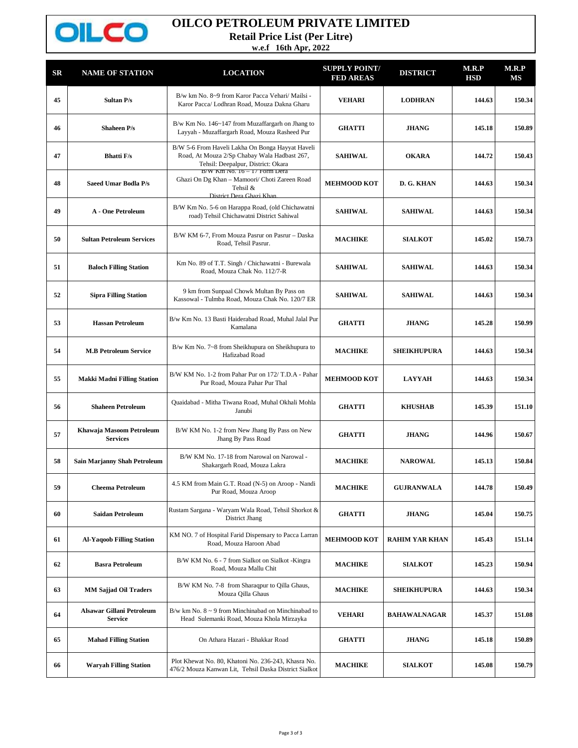# OILCO PETROLEUM PRIVATE LIMITED

**Retail Price List (Per Litre)**

**w.e.f 16th Apr, 2022**

| SR | NAME OF STATION | LOCATION | SUPPLY POINT/ FED AREAS | DISTRICT | M.R.P HSD | M.R.P MS |
|---|---|---|---|---|---|---|
| 45 | Sultan P/s | B/w km No. 8~9 from Karor Pacca Vehari/ Mailsi - Karor Pacca/ Lodhran Road, Mouza Dakna Gharu | VEHARI | LODHRAN | 144.63 | 150.34 |
| 46 | Shaheen P/s | B/w Km No. 146~147 from Muzaffargarh on Jhang to Layyah - Muzaffargarh Road, Mouza Rasheed Pur | GHATTI | JHANG | 145.18 | 150.89 |
| 47 | Bhatti F/s | B/W 5-6 From Haveli Lakha On Bonga Hayyat Haveli Road, At Mouza 2/Sp Chabay Wala Hadbast 267, Tehsil: Deepalpur, District: Okara | SAHIWAL | OKARA | 144.72 | 150.43 |
| 48 | Saeed Umar Bodla P/s | B/W Km No. 16 – 17 Form Dera Ghazi On Dg Khan – Mamoori/ Choti Zareen Road Tehsil & District Dera Ghazi Khan | MEHMOOD KOT | D. G. KHAN | 144.63 | 150.34 |
| 49 | A - One Petroleum | B/W Km No. 5-6 on Harappa Road, (old Chichawatni road) Tehsil Chichawatni District Sahiwal | SAHIWAL | SAHIWAL | 144.63 | 150.34 |
| 50 | Sultan Petroleum Services | B/W KM 6-7, From Mouza Pasrur on Pasrur – Daska Road, Tehsil Pasrur. | MACHIKE | SIALKOT | 145.02 | 150.73 |
| 51 | Baloch Filling Station | Km No. 89 of T.T. Singh / Chichawatni - Burewala Road, Mouza Chak No. 112/7-R | SAHIWAL | SAHIWAL | 144.63 | 150.34 |
| 52 | Sipra Filling Station | 9 km from Sunpaal Chowk Multan By Pass on Kassowal - Tulmba Road, Mouza Chak No. 120/7 ER | SAHIWAL | SAHIWAL | 144.63 | 150.34 |
| 53 | Hassan Petroleum | B/w Km No. 13 Basti Haiderabad Road, Muhal Jalal Pur Kamalana | GHATTI | JHANG | 145.28 | 150.99 |
| 54 | M.B Petroleum Service | B/w Km No. 7~8 from Sheikhupura on Sheikhupura to Hafizabad Road | MACHIKE | SHEIKHUPURA | 144.63 | 150.34 |
| 55 | Makki Madni Filling Station | B/W KM No. 1-2 from Pahar Pur on 172/ T.D.A - Pahar Pur Road, Mouza Pahar Pur Thal | MEHMOOD KOT | LAYYAH | 144.63 | 150.34 |
| 56 | Shaheen Petroleum | Quaidabad - Mitha Tiwana Road, Muhal Okhali Mohla Janubi | GHATTI | KHUSHAB | 145.39 | 151.10 |
| 57 | Khawaja Masoom Petroleum Services | B/W KM No. 1-2 from New Jhang By Pass on New Jhang By Pass Road | GHATTI | JHANG | 144.96 | 150.67 |
| 58 | Sain Marjanny Shah Petroleum | B/W KM No. 17-18 from Narowal on Narowal - Shakargarh Road, Mouza Lakra | MACHIKE | NAROWAL | 145.13 | 150.84 |
| 59 | Cheema Petroleum | 4.5 KM from Main G.T. Road (N-5) on Aroop - Nandi Pur Road, Mouza Aroop | MACHIKE | GUJRANWALA | 144.78 | 150.49 |
| 60 | Saidan Petroleum | Rustam Sargana - Waryam Wala Road, Tehsil Shorkot & District Jhang | GHATTI | JHANG | 145.04 | 150.75 |
| 61 | Al-Yaqoob Filling Station | KM NO. 7 of Hospital Farid Dispensary to Pacca Larran Road, Mouza Haroon Abad | MEHMOOD KOT | RAHIM YAR KHAN | 145.43 | 151.14 |
| 62 | Basra Petroleum | B/W KM No. 6 - 7 from Sialkot on Sialkot -Kingra Road, Mouza Mallu Chit | MACHIKE | SIALKOT | 145.23 | 150.94 |
| 63 | MM Sajjad Oil Traders | B/W KM No. 7-8 from Sharaqpur to Qilla Ghaus, Mouza Qilla Ghaus | MACHIKE | SHEIKHUPURA | 144.63 | 150.34 |
| 64 | Alsawar Gillani Petroleum Service | B/w km No. 8 ~ 9 from Minchinabad on Minchinabad to Head Sulemanki Road, Mouza Khola Mirzayka | VEHARI | BAHAWALNAGAR | 145.37 | 151.08 |
| 65 | Mahad Filling Station | On Athara Hazari - Bhakkar Road | GHATTI | JHANG | 145.18 | 150.89 |
| 66 | Waryah Filling Station | Plot Khewat No. 80, Khatoni No. 236-243, Khasra No. 476/2 Mouza Kanwan Lit, Tehsil Daska District Sialkot | MACHIKE | SIALKOT | 145.08 | 150.79 |